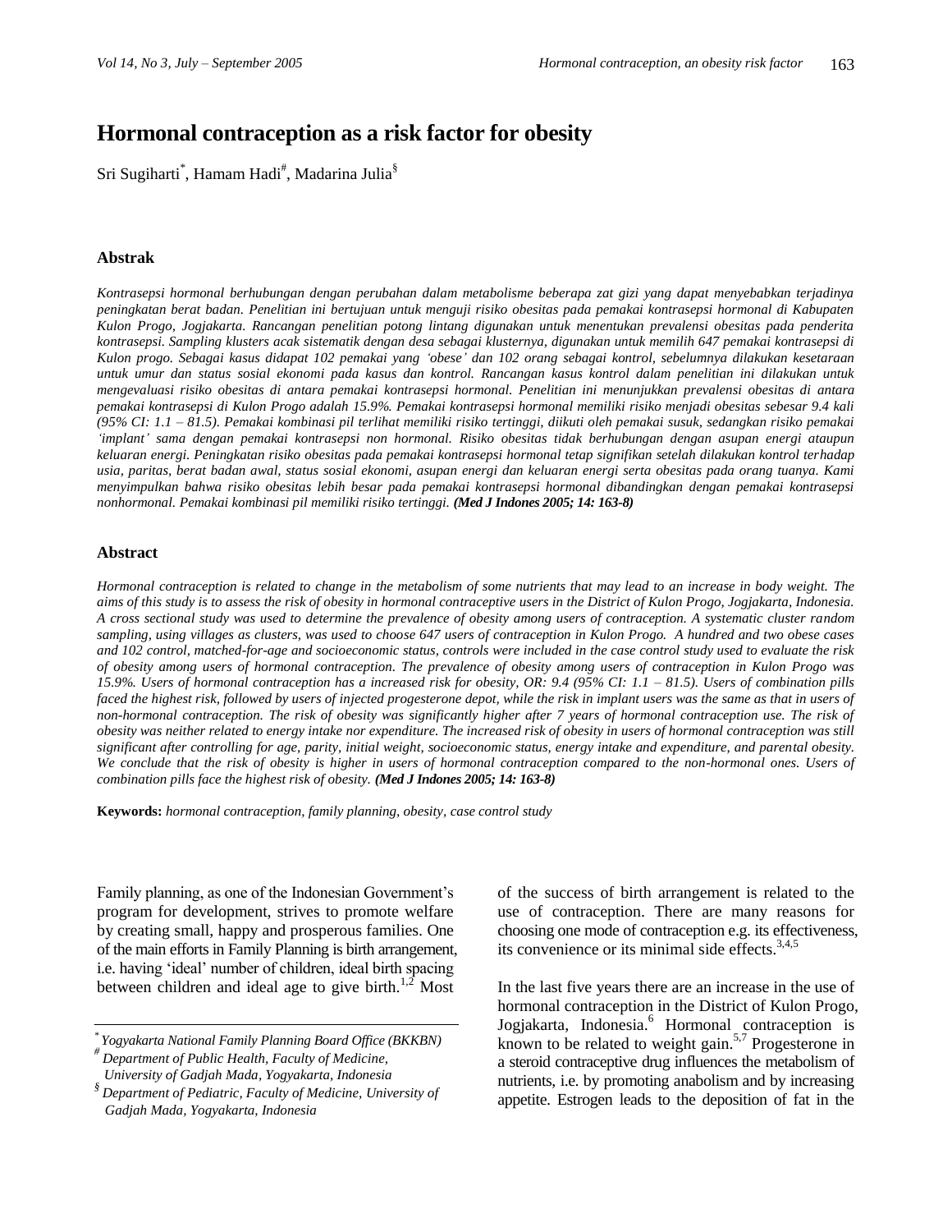# Hormonal contraception as a risk factor for obesity

Sri Sugiharti[*], Hamam Hadi[#], Madarina Julia[§]

## Abstrak

*Kontrasepsi hormonal berhubungan dengan perubahan dalam metabolisme beberapa zat gizi yang dapat menyebabkan terjadinya peningkatan berat badan. Penelitian ini bertujuan untuk menguji risiko obesitas pada pemakai kontrasepsi hormonal di Kabupaten Kulon Progo, Jogjakarta. Rancangan penelitian potong lintang digunakan untuk menentukan prevalensi obesitas pada penderita kontrasepsi. Sampling klusters acak sistematik dengan desa sebagai klusternya, digunakan untuk memilih 647 pemakai kontrasepsi di Kulon progo. Sebagai kasus didapat 102 pemakai yang 'obese' dan 102 orang sebagai kontrol, sebelumnya dilakukan kesetaraan untuk umur dan status sosial ekonomi pada kasus dan kontrol. Rancangan kasus kontrol dalam penelitian ini dilakukan untuk mengevaluasi risiko obesitas di antara pemakai kontrasepsi hormonal. Penelitian ini menunjukkan prevalensi obesitas di antara pemakai kontrasepsi di Kulon Progo adalah 15.9%. Pemakai kontrasepsi hormonal memiliki risiko menjadi obesitas sebesar 9.4 kali (95% CI: 1.1 – 81.5). Pemakai kombinasi pil terlihat memiliki risiko tertinggi, diikuti oleh pemakai susuk, sedangkan risiko pemakai 'implant' sama dengan pemakai kontrasepsi non hormonal. Risiko obesitas tidak berhubungan dengan asupan energi ataupun keluaran energi. Peningkatan risiko obesitas pada pemakai kontrasepsi hormonal tetap signifikan setelah dilakukan kontrol terhadap usia, paritas, berat badan awal, status sosial ekonomi, asupan energi dan keluaran energi serta obesitas pada orang tuanya. Kami menyimpulkan bahwa risiko obesitas lebih besar pada pemakai kontrasepsi hormonal dibandingkan dengan pemakai kontrasepsi nonhormonal. Pemakai kombinasi pil memiliki risiko tertinggi.* ***(Med J Indones 2005; 14: 163-8)***

## Abstract

*Hormonal contraception is related to change in the metabolism of some nutrients that may lead to an increase in body weight. The aims of this study is to assess the risk of obesity in hormonal contraceptive users in the District of Kulon Progo, Jogjakarta, Indonesia. A cross sectional study was used to determine the prevalence of obesity among users of contraception. A systematic cluster random sampling, using villages as clusters, was used to choose 647 users of contraception in Kulon Progo. A hundred and two obese cases and 102 control, matched-for-age and socioeconomic status, controls were included in the case control study used to evaluate the risk of obesity among users of hormonal contraception. The prevalence of obesity among users of contraception in Kulon Progo was 15.9%. Users of hormonal contraception has a increased risk for obesity, OR: 9.4 (95% CI: 1.1 – 81.5). Users of combination pills faced the highest risk, followed by users of injected progesterone depot, while the risk in implant users was the same as that in users of non-hormonal contraception. The risk of obesity was significantly higher after 7 years of hormonal contraception use. The risk of obesity was neither related to energy intake nor expenditure. The increased risk of obesity in users of hormonal contraception was still significant after controlling for age, parity, initial weight, socioeconomic status, energy intake and expenditure, and parental obesity. We conclude that the risk of obesity is higher in users of hormonal contraception compared to the non-hormonal ones. Users of combination pills face the highest risk of obesity.* ***(Med J Indones 2005; 14: 163-8)***

**Keywords:** *hormonal contraception, family planning, obesity, case control study*

Family planning, as one of the Indonesian Government's program for development, strives to promote welfare by creating small, happy and prosperous families. One of the main efforts in Family Planning is birth arrangement, i.e. having 'ideal' number of children, ideal birth spacing between children and ideal age to give birth.[1,2] Most of the success of birth arrangement is related to the use of contraception. There are many reasons for choosing one mode of contraception e.g. its effectiveness, its convenience or its minimal side effects.[3,4,5]

In the last five years there are an increase in the use of hormonal contraception in the District of Kulon Progo, Jogjakarta, Indonesia.[6] Hormonal contraception is known to be related to weight gain.[5,7] Progesterone in a steroid contraceptive drug influences the metabolism of nutrients, i.e. by promoting anabolism and by increasing appetite. Estrogen leads to the deposition of fat in the

---

[*] *Yogyakarta National Family Planning Board Office (BKKBN)*

[#] *Department of Public Health, Faculty of Medicine, University of Gadjah Mada, Yogyakarta, Indonesia*

[§] *Department of Pediatric, Faculty of Medicine, University of Gadjah Mada, Yogyakarta, Indonesia*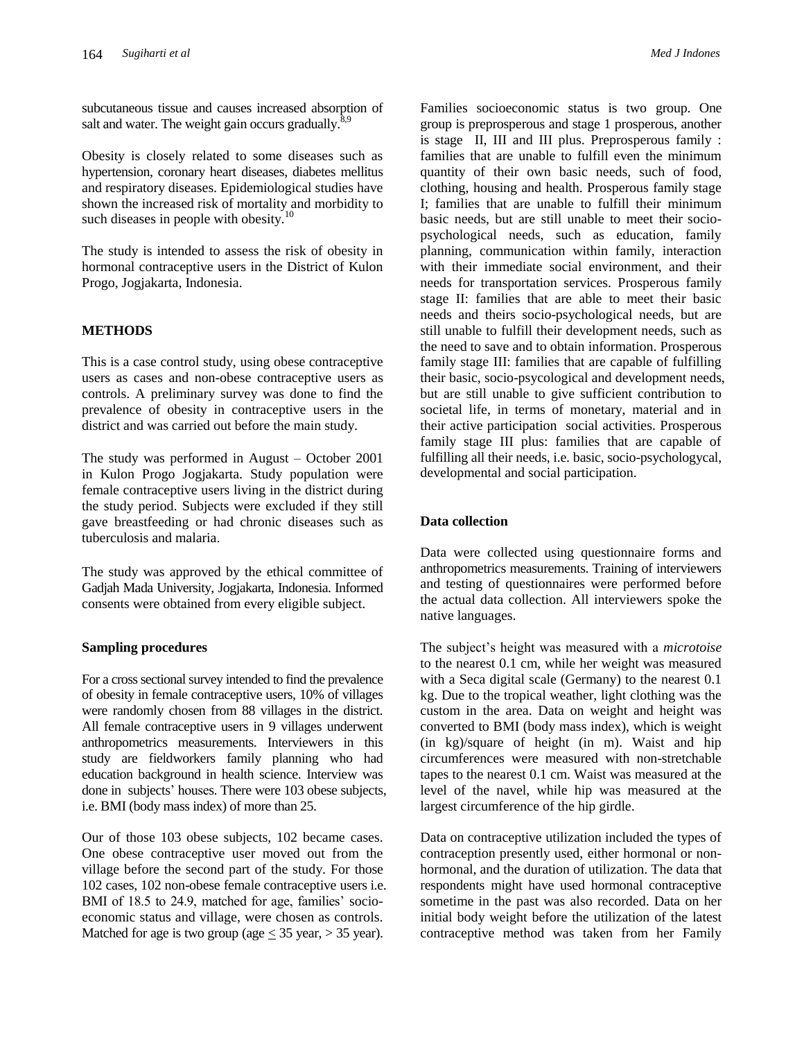subcutaneous tissue and causes increased absorption of salt and water. The weight gain occurs gradually.[8,9]

Obesity is closely related to some diseases such as hypertension, coronary heart diseases, diabetes mellitus and respiratory diseases. Epidemiological studies have shown the increased risk of mortality and morbidity to such diseases in people with obesity.[10]

The study is intended to assess the risk of obesity in hormonal contraceptive users in the District of Kulon Progo, Jogjakarta, Indonesia.

## METHODS

This is a case control study, using obese contraceptive users as cases and non-obese contraceptive users as controls. A preliminary survey was done to find the prevalence of obesity in contraceptive users in the district and was carried out before the main study.

The study was performed in August – October 2001 in Kulon Progo Jogjakarta. Study population were female contraceptive users living in the district during the study period. Subjects were excluded if they still gave breastfeeding or had chronic diseases such as tuberculosis and malaria.

The study was approved by the ethical committee of Gadjah Mada University, Jogjakarta, Indonesia. Informed consents were obtained from every eligible subject.

### Sampling procedures

For a cross sectional survey intended to find the prevalence of obesity in female contraceptive users, 10% of villages were randomly chosen from 88 villages in the district. All female contraceptive users in 9 villages underwent anthropometrics measurements. Interviewers in this study are fieldworkers family planning who had education background in health science. Interview was done in subjects' houses. There were 103 obese subjects, i.e. BMI (body mass index) of more than 25.

Our of those 103 obese subjects, 102 became cases. One obese contraceptive user moved out from the village before the second part of the study. For those 102 cases, 102 non-obese female contraceptive users i.e. BMI of 18.5 to 24.9, matched for age, families' socio-economic status and village, were chosen as controls. Matched for age is two group (age $\leq$ 35 year, > 35 year).

Families socioeconomic status is two group. One group is preprosperous and stage 1 prosperous, another is stage II, III and III plus. Preprosperous family : families that are unable to fulfill even the minimum quantity of their own basic needs, such of food, clothing, housing and health. Prosperous family stage I; families that are unable to fulfill their minimum basic needs, but are still unable to meet their socio-psychological needs, such as education, family planning, communication within family, interaction with their immediate social environment, and their needs for transportation services. Prosperous family stage II: families that are able to meet their basic needs and theirs socio-psychological needs, but are still unable to fulfill their development needs, such as the need to save and to obtain information. Prosperous family stage III: families that are capable of fulfilling their basic, socio-psycological and development needs, but are still unable to give sufficient contribution to societal life, in terms of monetary, material and in their active participation social activities. Prosperous family stage III plus: families that are capable of fulfilling all their needs, i.e. basic, socio-psychologycal, developmental and social participation.

### Data collection

Data were collected using questionnaire forms and anthropometrics measurements. Training of interviewers and testing of questionnaires were performed before the actual data collection. All interviewers spoke the native languages.

The subject's height was measured with a *microtoise* to the nearest 0.1 cm, while her weight was measured with a Seca digital scale (Germany) to the nearest 0.1 kg. Due to the tropical weather, light clothing was the custom in the area. Data on weight and height was converted to BMI (body mass index), which is weight (in kg)/square of height (in m). Waist and hip circumferences were measured with non-stretchable tapes to the nearest 0.1 cm. Waist was measured at the level of the navel, while hip was measured at the largest circumference of the hip girdle.

Data on contraceptive utilization included the types of contraception presently used, either hormonal or non-hormonal, and the duration of utilization. The data that respondents might have used hormonal contraceptive sometime in the past was also recorded. Data on her initial body weight before the utilization of the latest contraceptive method was taken from her Family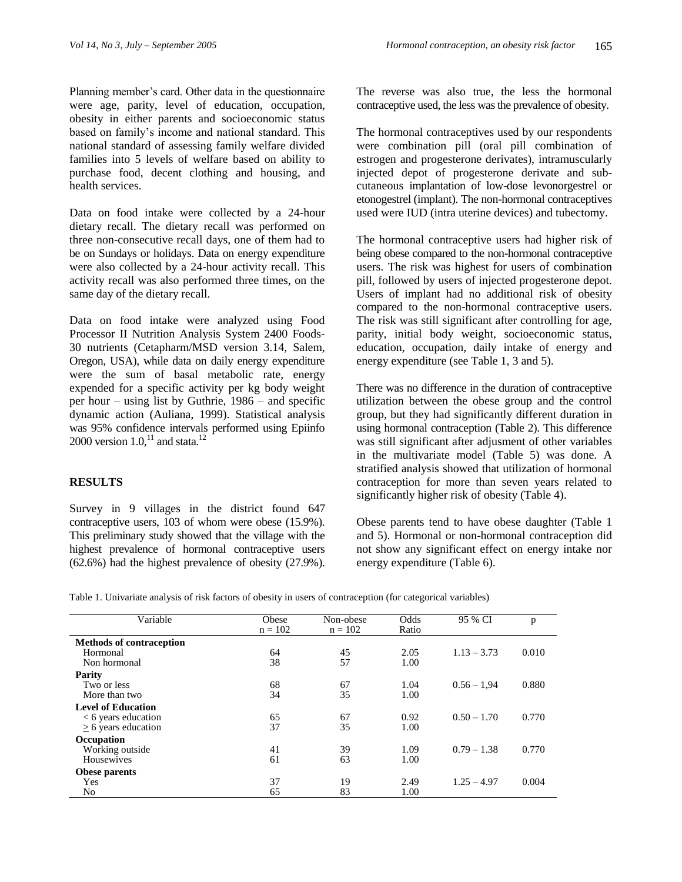Planning member's card. Other data in the questionnaire were age, parity, level of education, occupation, obesity in either parents and socioeconomic status based on family's income and national standard. This national standard of assessing family welfare divided families into 5 levels of welfare based on ability to purchase food, decent clothing and housing, and health services.

Data on food intake were collected by a 24-hour dietary recall. The dietary recall was performed on three non-consecutive recall days, one of them had to be on Sundays or holidays. Data on energy expenditure were also collected by a 24-hour activity recall. This activity recall was also performed three times, on the same day of the dietary recall.

Data on food intake were analyzed using Food Processor II Nutrition Analysis System 2400 Foods-30 nutrients (Cetapharm/MSD version 3.14, Salem, Oregon, USA), while data on daily energy expenditure were the sum of basal metabolic rate, energy expended for a specific activity per kg body weight per hour – using list by Guthrie, 1986 – and specific dynamic action (Auliana, 1999). Statistical analysis was 95% confidence intervals performed using Epiinfo 2000 version 1.0,[11] and stata.[12]

## RESULTS

Survey in 9 villages in the district found 647 contraceptive users, 103 of whom were obese (15.9%). This preliminary study showed that the village with the highest prevalence of hormonal contraceptive users (62.6%) had the highest prevalence of obesity (27.9%). The reverse was also true, the less the hormonal contraceptive used, the less was the prevalence of obesity.

The hormonal contraceptives used by our respondents were combination pill (oral pill combination of estrogen and progesterone derivates), intramuscularly injected depot of progesterone derivate and sub-cutaneous implantation of low-dose levonorgestrel or etonogestrel (implant). The non-hormonal contraceptives used were IUD (intra uterine devices) and tubectomy.

The hormonal contraceptive users had higher risk of being obese compared to the non-hormonal contraceptive users. The risk was highest for users of combination pill, followed by users of injected progesterone depot. Users of implant had no additional risk of obesity compared to the non-hormonal contraceptive users. The risk was still significant after controlling for age, parity, initial body weight, socioeconomic status, education, occupation, daily intake of energy and energy expenditure (see Table 1, 3 and 5).

There was no difference in the duration of contraceptive utilization between the obese group and the control group, but they had significantly different duration in using hormonal contraception (Table 2). This difference was still significant after adjusment of other variables in the multivariate model (Table 5) was done. A stratified analysis showed that utilization of hormonal contraception for more than seven years related to significantly higher risk of obesity (Table 4).

Obese parents tend to have obese daughter (Table 1 and 5). Hormonal or non-hormonal contraception did not show any significant effect on energy intake nor energy expenditure (Table 6).

Table 1. Univariate analysis of risk factors of obesity in users of contraception (for categorical variables)

| Variable | Obese n = 102 | Non-obese n = 102 | Odds Ratio | 95 % CI | p |
|---|---|---|---|---|---|
| **Methods of contraception** | | | | | |
| Hormonal | 64 | 45 | 2.05 | 1.13 – 3.73 | 0.010 |
| Non hormonal | 38 | 57 | 1.00 | | |
| **Parity** | | | | | |
| Two or less | 68 | 67 | 1.04 | 0.56 – 1,94 | 0.880 |
| More than two | 34 | 35 | 1.00 | | |
| **Level of Education** | | | | | |
| < 6 years education | 65 | 67 | 0.92 | 0.50 – 1.70 | 0.770 |
| ≥ 6 years education | 37 | 35 | 1.00 | | |
| **Occupation** | | | | | |
| Working outside | 41 | 39 | 1.09 | 0.79 – 1.38 | 0.770 |
| Housewives | 61 | 63 | 1.00 | | |
| **Obese parents** | | | | | |
| Yes | 37 | 19 | 2.49 | 1.25 – 4.97 | 0.004 |
| No | 65 | 83 | 1.00 | | |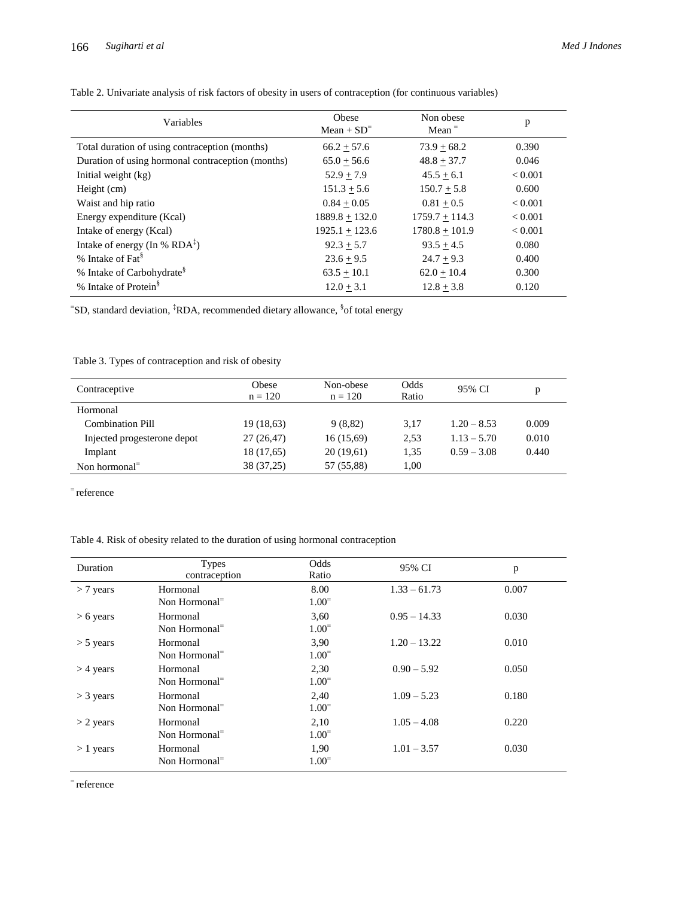Table 2. Univariate analysis of risk factors of obesity in users of contraception (for continuous variables)

| Variables | Obese Mean + SD= | Non obese Mean = | p |
|---|---|---|---|
| Total duration of using contraception (months) | 66.2 ± 57.6 | 73.9 ± 68.2 | 0.390 |
| Duration of using hormonal contraception (months) | 65.0 ± 56.6 | 48.8 ± 37.7 | 0.046 |
| Initial weight (kg) | 52.9 ± 7.9 | 45.5 ± 6.1 | < 0.001 |
| Height (cm) | 151.3 ± 5.6 | 150.7 ± 5.8 | 0.600 |
| Waist and hip ratio | 0.84 ± 0.05 | 0.81 ± 0.5 | < 0.001 |
| Energy expenditure (Kcal) | 1889.8 ± 132.0 | 1759.7 ± 114.3 | < 0.001 |
| Intake of energy (Kcal) | 1925.1 ± 123.6 | 1780.8 ± 101.9 | < 0.001 |
| Intake of energy (In % RDA‡) | 92.3 ± 5.7 | 93.5 ± 4.5 | 0.080 |
| % Intake of Fat§ | 23.6 ± 9.5 | 24.7 ± 9.3 | 0.400 |
| % Intake of Carbohydrate§ | 63.5 ± 10.1 | 62.0 ± 10.4 | 0.300 |
| % Intake of Protein§ | 12.0 ± 3.1 | 12.8 ± 3.8 | 0.120 |

=SD, standard deviation, ‡RDA, recommended dietary allowance, §of total energy

Table 3. Types of contraception and risk of obesity

| Contraceptive | Obese n = 120 | Non-obese n = 120 | Odds Ratio | 95% CI | p |
|---|---|---|---|---|---|
| Hormonal | | | | | |
| Combination Pill | 19 (18,63) | 9 (8,82) | 3,17 | 1.20 – 8.53 | 0.009 |
| Injected progesterone depot | 27 (26,47) | 16 (15,69) | 2,53 | 1.13 – 5.70 | 0.010 |
| Implant | 18 (17,65) | 20 (19,61) | 1,35 | 0.59 – 3.08 | 0.440 |
| Non hormonal= | 38 (37,25) | 57 (55,88) | 1,00 | | |

= reference

Table 4. Risk of obesity related to the duration of using hormonal contraception

| Duration | Types contraception | Odds Ratio | 95% CI | p |
|---|---|---|---|---|
| > 7 years | Hormonal | 8.00 | 1.33 – 61.73 | 0.007 |
| | Non Hormonal= | 1.00= | | |
| > 6 years | Hormonal | 3,60 | 0.95 – 14.33 | 0.030 |
| | Non Hormonal= | 1.00= | | |
| > 5 years | Hormonal | 3,90 | 1.20 – 13.22 | 0.010 |
| | Non Hormonal= | 1.00= | | |
| > 4 years | Hormonal | 2,30 | 0.90 – 5.92 | 0.050 |
| | Non Hormonal= | 1.00= | | |
| > 3 years | Hormonal | 2,40 | 1.09 – 5.23 | 0.180 |
| | Non Hormonal= | 1.00= | | |
| > 2 years | Hormonal | 2,10 | 1.05 – 4.08 | 0.220 |
| | Non Hormonal= | 1.00= | | |
| > 1 years | Hormonal | 1,90 | 1.01 – 3.57 | 0.030 |
| | Non Hormonal= | 1.00= | | |

= reference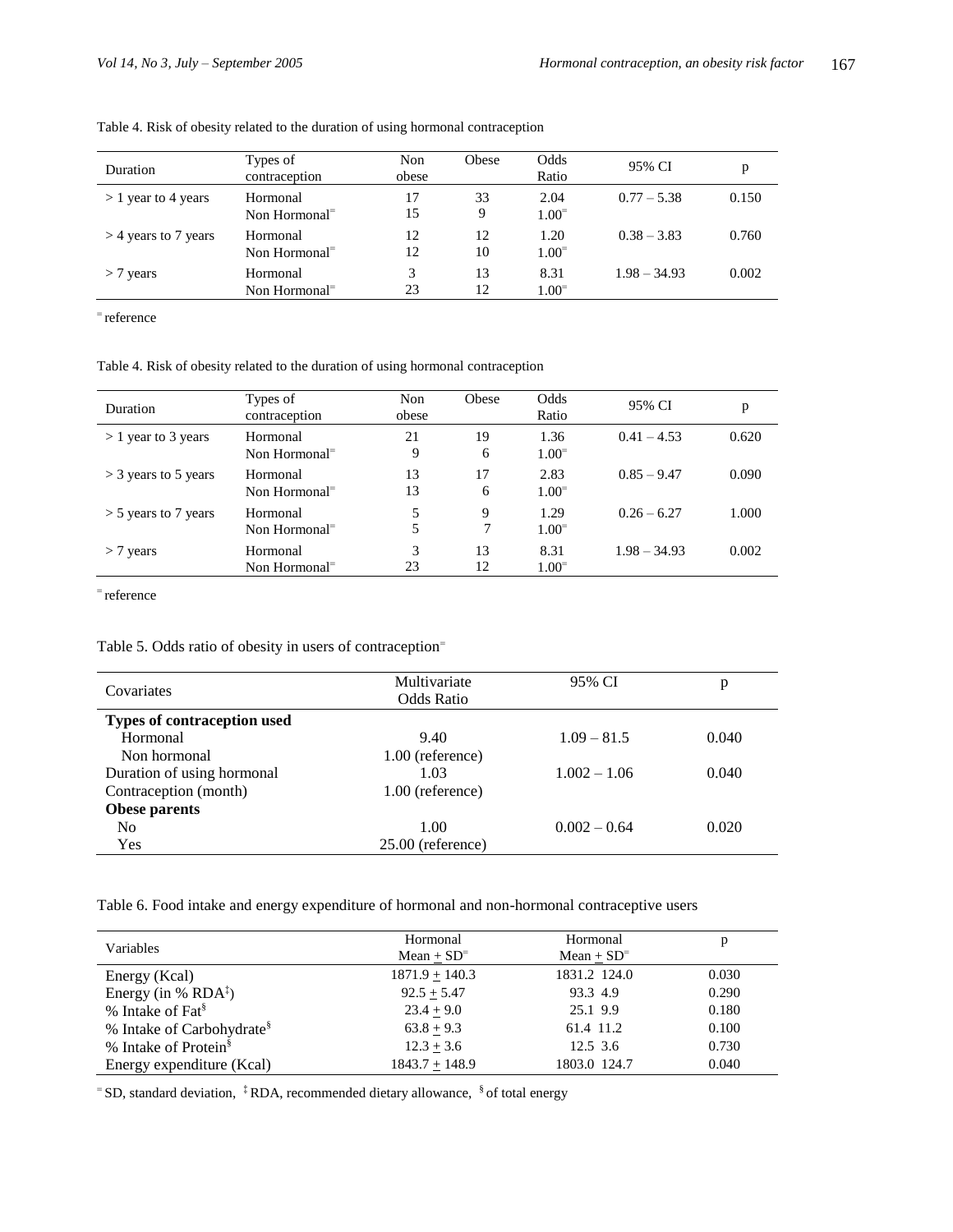Table 4. Risk of obesity related to the duration of using hormonal contraception

| Duration | Types of contraception | Non obese | Obese | Odds Ratio | 95% CI | p |
|---|---|---|---|---|---|---|
| > 1 year to 4 years | Hormonal | 17 | 33 | 2.04 | 0.77 – 5.38 | 0.150 |
| | Non Hormonal⁼ | 15 | 9 | 1.00⁼ | | |
| > 4 years to 7 years | Hormonal | 12 | 12 | 1.20 | 0.38 – 3.83 | 0.760 |
| | Non Hormonal⁼ | 12 | 10 | 1.00⁼ | | |
| > 7 years | Hormonal | 3 | 13 | 8.31 | 1.98 – 34.93 | 0.002 |
| | Non Hormonal⁼ | 23 | 12 | 1.00⁼ | | |

⁼ reference

Table 4. Risk of obesity related to the duration of using hormonal contraception

| Duration | Types of contraception | Non obese | Obese | Odds Ratio | 95% CI | p |
|---|---|---|---|---|---|---|
| > 1 year to 3 years | Hormonal | 21 | 19 | 1.36 | 0.41 – 4.53 | 0.620 |
| | Non Hormonal⁼ | 9 | 6 | 1.00⁼ | | |
| > 3 years to 5 years | Hormonal | 13 | 17 | 2.83 | 0.85 – 9.47 | 0.090 |
| | Non Hormonal⁼ | 13 | 6 | 1.00⁼ | | |
| > 5 years to 7 years | Hormonal | 5 | 9 | 1.29 | 0.26 – 6.27 | 1.000 |
| | Non Hormonal⁼ | 5 | 7 | 1.00⁼ | | |
| > 7 years | Hormonal | 3 | 13 | 8.31 | 1.98 – 34.93 | 0.002 |
| | Non Hormonal⁼ | 23 | 12 | 1.00⁼ | | |

⁼ reference

Table 5. Odds ratio of obesity in users of contraception⁼

| Covariates | Multivariate Odds Ratio | 95% CI | p |
|---|---|---|---|
| **Types of contraception used** | | | |
| Hormonal | 9.40 | 1.09 – 81.5 | 0.040 |
| Non hormonal | 1.00 (reference) | | |
| Duration of using hormonal | 1.03 | 1.002 – 1.06 | 0.040 |
| Contraception (month) | 1.00 (reference) | | |
| **Obese parents** | | | |
| No | 1.00 | 0.002 – 0.64 | 0.020 |
| Yes | 25.00 (reference) | | |

Table 6. Food intake and energy expenditure of hormonal and non-hormonal contraceptive users

| Variables | Hormonal Mean + SD⁼ | Hormonal Mean + SD⁼ | p |
|---|---|---|---|
| Energy (Kcal) | 1871.9 + 140.3 | 1831.2 124.0 | 0.030 |
| Energy (in % RDA‡) | 92.5 + 5.47 | 93.3 4.9 | 0.290 |
| % Intake of Fat§ | 23.4 + 9.0 | 25.1 9.9 | 0.180 |
| % Intake of Carbohydrate§ | 63.8 + 9.3 | 61.4 11.2 | 0.100 |
| % Intake of Protein§ | 12.3 + 3.6 | 12.5 3.6 | 0.730 |
| Energy expenditure (Kcal) | 1843.7 + 148.9 | 1803.0 124.7 | 0.040 |

⁼ SD, standard deviation, ‡ RDA, recommended dietary allowance, § of total energy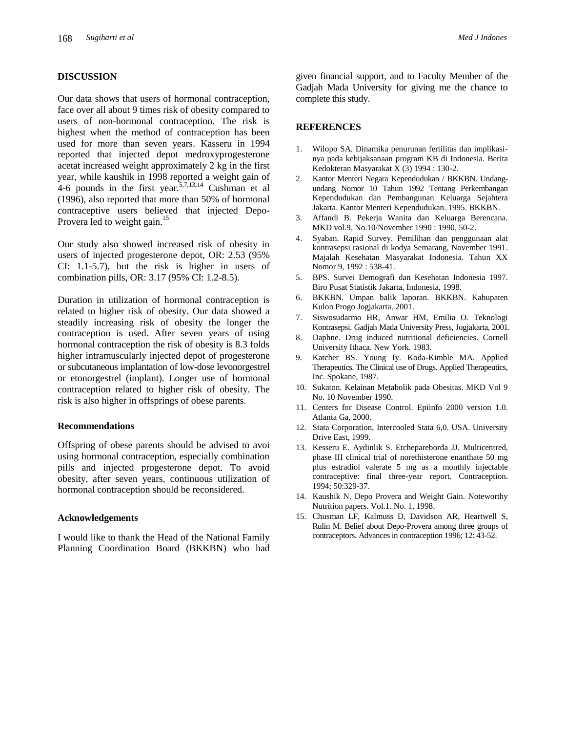## DISCUSSION

Our data shows that users of hormonal contraception, face over all about 9 times risk of obesity compared to users of non-hormonal contraception. The risk is highest when the method of contraception has been used for more than seven years. Kasseru in 1994 reported that injected depot medroxyprogesterone acetat increased weight approximately 2 kg in the first year, while kaushik in 1998 reported a weight gain of 4-6 pounds in the first year.[5,7,13,14] Cushman et al (1996), also reported that more than 50% of hormonal contraceptive users believed that injected Depo-Provera led to weight gain.[15]

Our study also showed increased risk of obesity in users of injected progesterone depot, OR: 2.53 (95% CI: 1.1-5.7), but the risk is higher in users of combination pills, OR: 3.17 (95% CI: 1.2-8.5).

Duration in utilization of hormonal contraception is related to higher risk of obesity. Our data showed a steadily increasing risk of obesity the longer the contraception is used. After seven years of using hormonal contraception the risk of obesity is 8.3 folds higher intramuscularly injected depot of progesterone or subcutaneous implantation of low-dose levonorgestrel or etonorgestrel (implant). Longer use of hormonal contraception related to higher risk of obesity. The risk is also higher in offsprings of obese parents.

### Recommendations

Offspring of obese parents should be advised to avoi using hormonal contraception, especially combination pills and injected progesterone depot. To avoid obesity, after seven years, continuous utilization of hormonal contraception should be reconsidered.

### Acknowledgements

I would like to thank the Head of the National Family Planning Coordination Board (BKKBN) who had given financial support, and to Faculty Member of the Gadjah Mada University for giving me the chance to complete this study.

## REFERENCES

1. Wilopo SA. Dinamika penurunan fertilitas dan implikasinya pada kebijaksanaan program KB di Indonesia. Berita Kedokteran Masyarakat X (3) 1994 : 130-2.
2. Kantor Menteri Negara Kependudukan / BKKBN. Undang-undang Nomor 10 Tahun 1992 Tentang Perkembangan Kependudukan dan Pembangunan Keluarga Sejahtera Jakarta. Kantor Menteri Kependudukan. 1995. BKKBN.
3. Affandi B. Pekerja Wanita dan Keluarga Berencana. MKD vol.9, No.10/November 1990 : 1990, 50-2.
4. Syaban. Rapid Survey. Pemilihan dan penggunaan alat kontrasepsi rasional di kodya Semarang, November 1991. Majalah Kesehatan Masyarakat Indonesia. Tahun XX Nomor 9, 1992 : 538-41.
5. BPS. Survei Demografi dan Kesehatan Indonesia 1997. Biro Pusat Statistik Jakarta, Indonesia, 1998.
6. BKKBN. Umpan balik laporan. BKKBN. Kabupaten Kulon Progo Jogjakarta. 2001.
7. Siswosudarmo HR, Anwar HM, Emilia O. Teknologi Kontrasepsi. Gadjah Mada University Press, Jogjakarta, 2001.
8. Daphne. Drug induced nutritional deficiencies. Cornell University Ithaca. New York. 1983.
9. Katcher BS. Young Iy. Koda-Kimble MA. Applied Therapeutics. The Clinical use of Drugs. Applied Therapeutics, Inc. Spokane, 1987.
10. Sukaton. Kelainan Metabolik pada Obesitas. MKD Vol 9 No. 10 November 1990.
11. Centers for Disease Control. Epiinfo 2000 version 1.0. Atlanta Ga, 2000.
12. Stata Corporation, Intercooled Stata 6,0. USA. University Drive East, 1999.
13. Kesseru E. Aydinlik S. Etchepareborda JJ. Multicentred, phase III clinical trial of norethisterone enanthate 50 mg plus estradiol valerate 5 mg as a monthly injectable contraceptive: final three-year report. Contraception. 1994; 50:329-37.
14. Kaushik N. Depo Provera and Weight Gain. Noteworthy Nutrition papers. Vol.1. No. 1, 1998.
15. Chusman LF, Kalmuss D, Davidson AR, Heartwell S, Rulin M. Belief about Depo-Provera among three groups of contraceptors. Advances in contraception 1996; 12: 43-52.